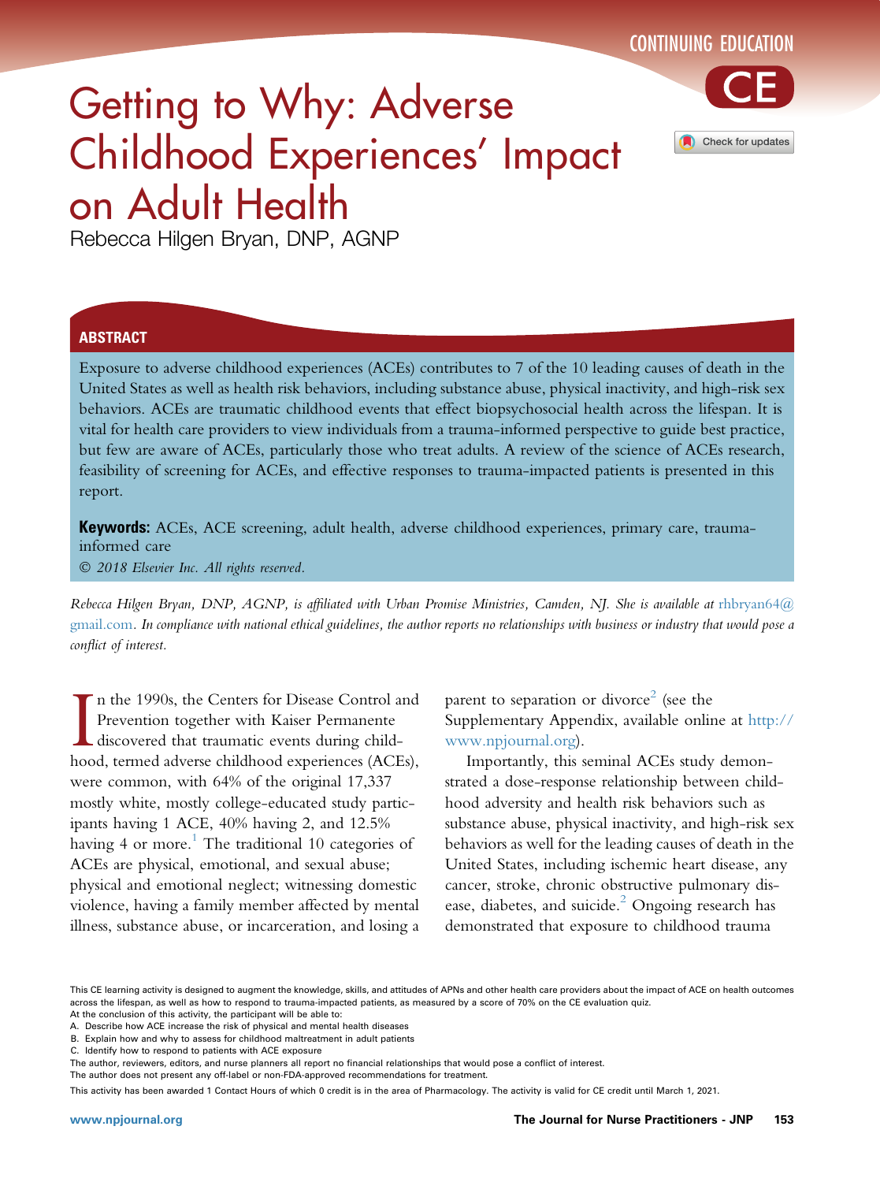CONTINUING EDUCATION

CE

# Getting to Why: Adverse Childhood Experiences' Impact on Adult Health

Rebecca Hilgen Bryan, DNP, AGNP

## ABSTRACT

Exposure to adverse childhood experiences (ACEs) contributes to 7 of the 10 leading causes of death in the United States as well as health risk behaviors, including substance abuse, physical inactivity, and high-risk sex behaviors. ACEs are traumatic childhood events that effect biopsychosocial health across the lifespan. It is vital for health care providers to view individuals from a trauma-informed perspective to guide best practice, but few are aware of ACEs, particularly those who treat adults. A review of the science of ACEs research, feasibility of screening for ACEs, and effective responses to trauma-impacted patients is presented in this report.

**Keywords:** ACEs, ACE screening, adult health, adverse childhood experiences, primary care, trauma-informed care

*© 2018 Elsevier Inc. All rights reserved.*

*Rebecca Hilgen Bryan, DNP, AGNP, is affiliated with Urban Promise Ministries, Camden, NJ. She is available at* rhbryan64@gmail.com. *In compliance with national ethical guidelines, the author reports no relationships with business or industry that would pose a conflict of interest.*

In the 1990s, the Centers for Disease Control and Prevention together with Kaiser Permanente discovered that traumatic events during childhood, termed adverse childhood experiences (ACEs), were common, with 64% of the original 17,337 mostly white, mostly college-educated study participants having 1 ACE, 40% having 2, and 12.5% having 4 or more.[1] The traditional 10 categories of ACEs are physical, emotional, and sexual abuse; physical and emotional neglect; witnessing domestic violence, having a family member affected by mental illness, substance abuse, or incarceration, and losing a parent to separation or divorce[2] (see the Supplementary Appendix, available online at http://www.npjournal.org).

Importantly, this seminal ACEs study demonstrated a dose-response relationship between childhood adversity and health risk behaviors such as substance abuse, physical inactivity, and high-risk sex behaviors as well for the leading causes of death in the United States, including ischemic heart disease, any cancer, stroke, chronic obstructive pulmonary disease, diabetes, and suicide.[2] Ongoing research has demonstrated that exposure to childhood trauma

This CE learning activity is designed to augment the knowledge, skills, and attitudes of APNs and other health care providers about the impact of ACE on health outcomes across the lifespan, as well as how to respond to trauma-impacted patients, as measured by a score of 70% on the CE evaluation quiz.
At the conclusion of this activity, the participant will be able to:
A. Describe how ACE increase the risk of physical and mental health diseases
B. Explain how and why to assess for childhood maltreatment in adult patients
C. Identify how to respond to patients with ACE exposure
The author, reviewers, editors, and nurse planners all report no financial relationships that would pose a conflict of interest.
The author does not present any off-label or non-FDA-approved recommendations for treatment.
This activity has been awarded 1 Contact Hours of which 0 credit is in the area of Pharmacology. The activity is valid for CE credit until March 1, 2021.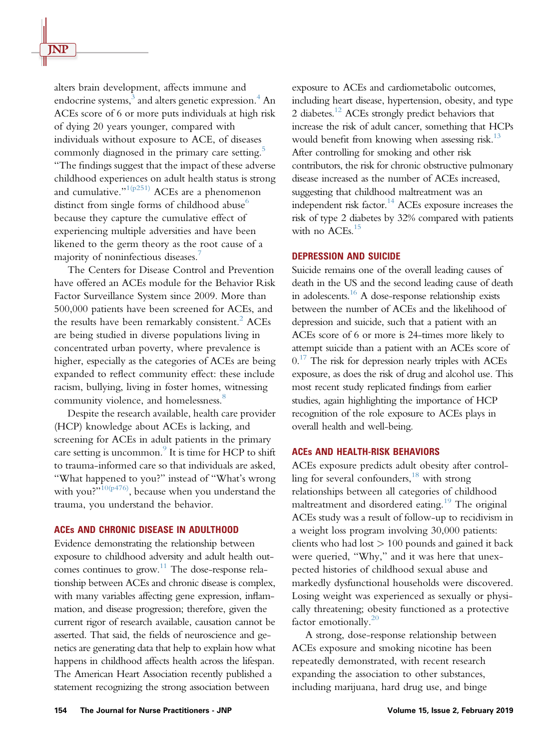alters brain development, affects immune and endocrine systems,[3] and alters genetic expression.[4] An ACEs score of 6 or more puts individuals at high risk of dying 20 years younger, compared with individuals without exposure to ACE, of diseases commonly diagnosed in the primary care setting.[5] "The findings suggest that the impact of these adverse childhood experiences on adult health status is strong and cumulative."[1(p251)] ACEs are a phenomenon distinct from single forms of childhood abuse[6] because they capture the cumulative effect of experiencing multiple adversities and have been likened to the germ theory as the root cause of a majority of noninfectious diseases.[7]

The Centers for Disease Control and Prevention have offered an ACEs module for the Behavior Risk Factor Surveillance System since 2009. More than 500,000 patients have been screened for ACEs, and the results have been remarkably consistent.[2] ACEs are being studied in diverse populations living in concentrated urban poverty, where prevalence is higher, especially as the categories of ACEs are being expanded to reflect community effect: these include racism, bullying, living in foster homes, witnessing community violence, and homelessness.[8]

Despite the research available, health care provider (HCP) knowledge about ACEs is lacking, and screening for ACEs in adult patients in the primary care setting is uncommon.[9] It is time for HCP to shift to trauma-informed care so that individuals are asked, "What happened to you?" instead of "What's wrong with you?"[10(p476)], because when you understand the trauma, you understand the behavior.

## ACEs AND CHRONIC DISEASE IN ADULTHOOD

Evidence demonstrating the relationship between exposure to childhood adversity and adult health outcomes continues to grow.[11] The dose-response relationship between ACEs and chronic disease is complex, with many variables affecting gene expression, inflammation, and disease progression; therefore, given the current rigor of research available, causation cannot be asserted. That said, the fields of neuroscience and genetics are generating data that help to explain how what happens in childhood affects health across the lifespan. The American Heart Association recently published a statement recognizing the strong association between exposure to ACEs and cardiometabolic outcomes, including heart disease, hypertension, obesity, and type 2 diabetes.[12] ACEs strongly predict behaviors that increase the risk of adult cancer, something that HCPs would benefit from knowing when assessing risk.[13] After controlling for smoking and other risk contributors, the risk for chronic obstructive pulmonary disease increased as the number of ACEs increased, suggesting that childhood maltreatment was an independent risk factor.[14] ACEs exposure increases the risk of type 2 diabetes by 32% compared with patients with no ACEs.[15]

## DEPRESSION AND SUICIDE

Suicide remains one of the overall leading causes of death in the US and the second leading cause of death in adolescents.[16] A dose-response relationship exists between the number of ACEs and the likelihood of depression and suicide, such that a patient with an ACEs score of 6 or more is 24-times more likely to attempt suicide than a patient with an ACEs score of 0.[17] The risk for depression nearly triples with ACEs exposure, as does the risk of drug and alcohol use. This most recent study replicated findings from earlier studies, again highlighting the importance of HCP recognition of the role exposure to ACEs plays in overall health and well-being.

## ACEs AND HEALTH-RISK BEHAVIORS

ACEs exposure predicts adult obesity after controlling for several confounders,[18] with strong relationships between all categories of childhood maltreatment and disordered eating.[19] The original ACEs study was a result of follow-up to recidivism in a weight loss program involving 30,000 patients: clients who had lost > 100 pounds and gained it back were queried, "Why," and it was here that unexpected histories of childhood sexual abuse and markedly dysfunctional households were discovered. Losing weight was experienced as sexually or physically threatening; obesity functioned as a protective factor emotionally.[20]

A strong, dose-response relationship between ACEs exposure and smoking nicotine has been repeatedly demonstrated, with recent research expanding the association to other substances, including marijuana, hard drug use, and binge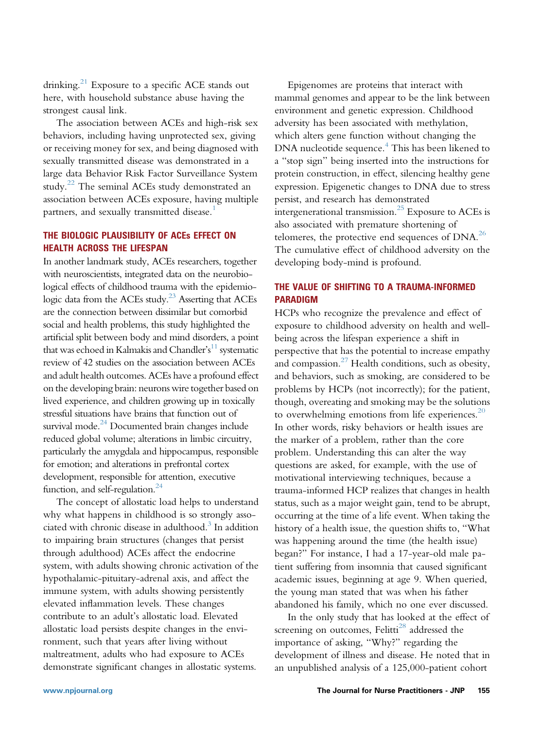drinking.[21] Exposure to a specific ACE stands out here, with household substance abuse having the strongest causal link.

The association between ACEs and high-risk sex behaviors, including having unprotected sex, giving or receiving money for sex, and being diagnosed with sexually transmitted disease was demonstrated in a large data Behavior Risk Factor Surveillance System study.[22] The seminal ACEs study demonstrated an association between ACEs exposure, having multiple partners, and sexually transmitted disease.[1]

## THE BIOLOGIC PLAUSIBILITY OF ACEs EFFECT ON HEALTH ACROSS THE LIFESPAN

In another landmark study, ACEs researchers, together with neuroscientists, integrated data on the neurobiological effects of childhood trauma with the epidemiologic data from the ACEs study.[23] Asserting that ACEs are the connection between dissimilar but comorbid social and health problems, this study highlighted the artificial split between body and mind disorders, a point that was echoed in Kalmakis and Chandler's[11] systematic review of 42 studies on the association between ACEs and adult health outcomes. ACEs have a profound effect on the developing brain: neurons wire together based on lived experience, and children growing up in toxically stressful situations have brains that function out of survival mode.[24] Documented brain changes include reduced global volume; alterations in limbic circuitry, particularly the amygdala and hippocampus, responsible for emotion; and alterations in prefrontal cortex development, responsible for attention, executive function, and self-regulation.[24]

The concept of allostatic load helps to understand why what happens in childhood is so strongly associated with chronic disease in adulthood.[3] In addition to impairing brain structures (changes that persist through adulthood) ACEs affect the endocrine system, with adults showing chronic activation of the hypothalamic-pituitary-adrenal axis, and affect the immune system, with adults showing persistently elevated inflammation levels. These changes contribute to an adult's allostatic load. Elevated allostatic load persists despite changes in the environment, such that years after living without maltreatment, adults who had exposure to ACEs demonstrate significant changes in allostatic systems.

Epigenomes are proteins that interact with mammal genomes and appear to be the link between environment and genetic expression. Childhood adversity has been associated with methylation, which alters gene function without changing the DNA nucleotide sequence.[4] This has been likened to a "stop sign" being inserted into the instructions for protein construction, in effect, silencing healthy gene expression. Epigenetic changes to DNA due to stress persist, and research has demonstrated intergenerational transmission.[25] Exposure to ACEs is also associated with premature shortening of telomeres, the protective end sequences of DNA.[26] The cumulative effect of childhood adversity on the developing body-mind is profound.

## THE VALUE OF SHIFTING TO A TRAUMA-INFORMED PARADIGM

HCPs who recognize the prevalence and effect of exposure to childhood adversity on health and well-being across the lifespan experience a shift in perspective that has the potential to increase empathy and compassion.[27] Health conditions, such as obesity, and behaviors, such as smoking, are considered to be problems by HCPs (not incorrectly); for the patient, though, overeating and smoking may be the solutions to overwhelming emotions from life experiences.[20] In other words, risky behaviors or health issues are the marker of a problem, rather than the core problem. Understanding this can alter the way questions are asked, for example, with the use of motivational interviewing techniques, because a trauma-informed HCP realizes that changes in health status, such as a major weight gain, tend to be abrupt, occurring at the time of a life event. When taking the history of a health issue, the question shifts to, "What was happening around the time (the health issue) began?" For instance, I had a 17-year-old male patient suffering from insomnia that caused significant academic issues, beginning at age 9. When queried, the young man stated that was when his father abandoned his family, which no one ever discussed.

In the only study that has looked at the effect of screening on outcomes, Felitti[28] addressed the importance of asking, "Why?" regarding the development of illness and disease. He noted that in an unpublished analysis of a 125,000-patient cohort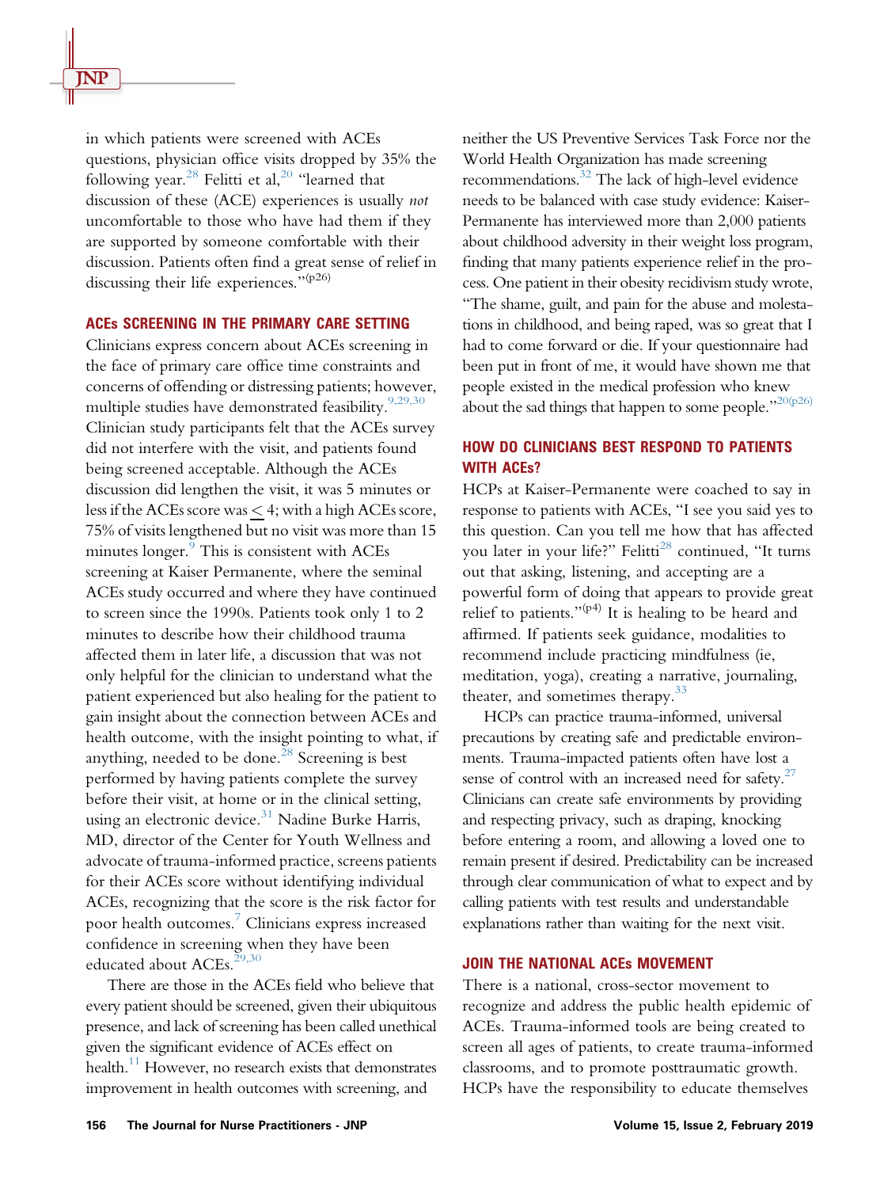in which patients were screened with ACEs questions, physician office visits dropped by 35% the following year.[28] Felitti et al,[20] "learned that discussion of these (ACE) experiences is usually *not* uncomfortable to those who have had them if they are supported by someone comfortable with their discussion. Patients often find a great sense of relief in discussing their life experiences."[(p26)]

## ACEs SCREENING IN THE PRIMARY CARE SETTING

Clinicians express concern about ACEs screening in the face of primary care office time constraints and concerns of offending or distressing patients; however, multiple studies have demonstrated feasibility.[9,29,30] Clinician study participants felt that the ACEs survey did not interfere with the visit, and patients found being screened acceptable. Although the ACEs discussion did lengthen the visit, it was 5 minutes or less if the ACEs score was $\leq$ 4; with a high ACEs score, 75% of visits lengthened but no visit was more than 15 minutes longer.[9] This is consistent with ACEs screening at Kaiser Permanente, where the seminal ACEs study occurred and where they have continued to screen since the 1990s. Patients took only 1 to 2 minutes to describe how their childhood trauma affected them in later life, a discussion that was not only helpful for the clinician to understand what the patient experienced but also healing for the patient to gain insight about the connection between ACEs and health outcome, with the insight pointing to what, if anything, needed to be done.[28] Screening is best performed by having patients complete the survey before their visit, at home or in the clinical setting, using an electronic device.[31] Nadine Burke Harris, MD, director of the Center for Youth Wellness and advocate of trauma-informed practice, screens patients for their ACEs score without identifying individual ACEs, recognizing that the score is the risk factor for poor health outcomes.[7] Clinicians express increased confidence in screening when they have been educated about ACEs.[29,30]

There are those in the ACEs field who believe that every patient should be screened, given their ubiquitous presence, and lack of screening has been called unethical given the significant evidence of ACEs effect on health.[11] However, no research exists that demonstrates improvement in health outcomes with screening, and neither the US Preventive Services Task Force nor the World Health Organization has made screening recommendations.[32] The lack of high-level evidence needs to be balanced with case study evidence: Kaiser-Permanente has interviewed more than 2,000 patients about childhood adversity in their weight loss program, finding that many patients experience relief in the process. One patient in their obesity recidivism study wrote, "The shame, guilt, and pain for the abuse and molestations in childhood, and being raped, was so great that I had to come forward or die. If your questionnaire had been put in front of me, it would have shown me that people existed in the medical profession who knew about the sad things that happen to some people."[20(p26)]

## HOW DO CLINICIANS BEST RESPOND TO PATIENTS WITH ACEs?

HCPs at Kaiser-Permanente were coached to say in response to patients with ACEs, "I see you said yes to this question. Can you tell me how that has affected you later in your life?" Felitti[28] continued, "It turns out that asking, listening, and accepting are a powerful form of doing that appears to provide great relief to patients."[(p4)] It is healing to be heard and affirmed. If patients seek guidance, modalities to recommend include practicing mindfulness (ie, meditation, yoga), creating a narrative, journaling, theater, and sometimes therapy.[33]

HCPs can practice trauma-informed, universal precautions by creating safe and predictable environments. Trauma-impacted patients often have lost a sense of control with an increased need for safety.[27] Clinicians can create safe environments by providing and respecting privacy, such as draping, knocking before entering a room, and allowing a loved one to remain present if desired. Predictability can be increased through clear communication of what to expect and by calling patients with test results and understandable explanations rather than waiting for the next visit.

## JOIN THE NATIONAL ACEs MOVEMENT

There is a national, cross-sector movement to recognize and address the public health epidemic of ACEs. Trauma-informed tools are being created to screen all ages of patients, to create trauma-informed classrooms, and to promote posttraumatic growth. HCPs have the responsibility to educate themselves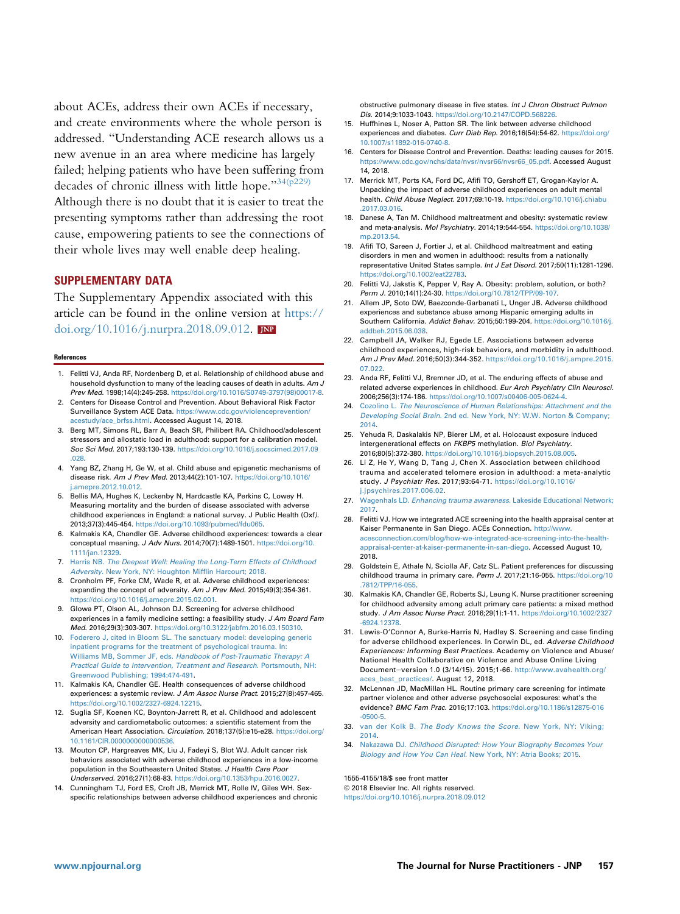about ACEs, address their own ACEs if necessary, and create environments where the whole person is addressed. "Understanding ACE research allows us a new avenue in an area where medicine has largely failed; helping patients who have been suffering from decades of chronic illness with little hope."[34(p229)] Although there is no doubt that it is easier to treat the presenting symptoms rather than addressing the root cause, empowering patients to see the connections of their whole lives may well enable deep healing.

## SUPPLEMENTARY DATA

The Supplementary Appendix associated with this article can be found in the online version at https://doi.org/10.1016/j.nurpra.2018.09.012.

#### References

1. Felitti VJ, Anda RF, Nordenberg D, et al. Relationship of childhood abuse and household dysfunction to many of the leading causes of death in adults. *Am J Prev Med.* 1998;14(4):245-258. https://doi.org/10.1016/S0749-3797(98)00017-8.
2. Centers for Disease Control and Prevention. About Behavioral Risk Factor Surveillance System ACE Data. https://www.cdc.gov/violenceprevention/acestudy/ace_brfss.html. Accessed August 14, 2018.
3. Berg MT, Simons RL, Barr A, Beach SR, Philibert RA. Childhood/adolescent stressors and allostatic load in adulthood: support for a calibration model. *Soc Sci Med.* 2017;193:130-139. https://doi.org/10.1016/j.socscimed.2017.09.028.
4. Yang BZ, Zhang H, Ge W, et al. Child abuse and epigenetic mechanisms of disease risk. *Am J Prev Med.* 2013;44(2):101-107. https://doi.org/10.1016/j.amepre.2012.10.012.
5. Bellis MA, Hughes K, Leckenby N, Hardcastle KA, Perkins C, Lowey H. Measuring mortality and the burden of disease associated with adverse childhood experiences in England: a national survey. J Public Health (Oxf). 2013;37(3):445-454. https://doi.org/10.1093/pubmed/fdu065.
6. Kalmakis KA, Chandler GE. Adverse childhood experiences: towards a clear conceptual meaning. *J Adv Nurs.* 2014;70(7):1489-1501. https://doi.org/10.1111/jan.12329.
7. Harris NB. *The Deepest Well: Healing the Long-Term Effects of Childhood Adversity.* New York, NY: Houghton Mifflin Harcourt; 2018.
8. Cronholm PF, Forke CM, Wade R, et al. Adverse childhood experiences: expanding the concept of adversity. *Am J Prev Med.* 2015;49(3):354-361. https://doi.org/10.1016/j.amepre.2015.02.001.
9. Glowa PT, Olson AL, Johnson DJ. Screening for adverse childhood experiences in a family medicine setting: a feasibility study. *J Am Board Fam Med.* 2016;29(3):303-307. https://doi.org/10.3122/jabfm.2016.03.150310.
10. Foderero J, cited in Bloom SL. The sanctuary model: developing generic inpatient programs for the treatment of psychological trauma. In: Williams MB, Sommer JF, eds. *Handbook of Post-Traumatic Therapy: A Practical Guide to Intervention, Treatment and Research.* Portsmouth, NH: Greenwood Publishing; 1994:474-491.
11. Kalmakis KA, Chandler GE. Health consequences of adverse childhood experiences: a systemic review. *J Am Assoc Nurse Pract.* 2015;27(8):457-465. https://doi.org/10.1002/2327-6924.12215.
12. Suglia SF, Koenen KC, Boynton-Jarrett R, et al. Childhood and adolescent adversity and cardiometabolic outcomes: a scientific statement from the American Heart Association. *Circulation.* 2018;137(5):e15-e28. https://doi.org/10.1161/CIR.0000000000000536.
13. Mouton CP, Hargreaves MK, Liu J, Fadeyi S, Blot WJ. Adult cancer risk behaviors associated with adverse childhood experiences in a low-income population in the Southeastern United States. *J Health Care Poor Underserved.* 2016;27(1):68-83. https://doi.org/10.1353/hpu.2016.0027.
14. Cunningham TJ, Ford ES, Croft JB, Merrick MT, Rolle IV, Giles WH. Sex-specific relationships between adverse childhood experiences and chronic obstructive pulmonary disease in five states. *Int J Chron Obstruct Pulmon Dis.* 2014;9:1033-1043. https://doi.org/10.2147/COPD.S68226.
15. Huffhines L, Noser A, Patton SR. The link between adverse childhood experiences and diabetes. *Curr Diab Rep.* 2016;16(54):54-62. https://doi.org/10.1007/s11892-016-0740-8.
16. Centers for Disease Control and Prevention. Deaths: leading causes for 2015. https://www.cdc.gov/nchs/data/nvsr/nvsr66/nvsr66_05.pdf. Accessed August 14, 2018.
17. Merrick MT, Ports KA, Ford DC, Afifi TO, Gershoff ET, Grogan-Kaylor A. Unpacking the impact of adverse childhood experiences on adult mental health. *Child Abuse Neglect.* 2017;69:10-19. https://doi.org/10.1016/j.chiabu.2017.03.016.
18. Danese A, Tan M. Childhood maltreatment and obesity: systematic review and meta-analysis. *Mol Psychiatry.* 2014;19:544-554. https://doi.org/10.1038/mp.2013.54.
19. Afifi TO, Sareen J, Fortier J, et al. Childhood maltreatment and eating disorders in men and women in adulthood: results from a nationally representative United States sample. *Int J Eat Disord.* 2017;50(11):1281-1296. https://doi.org/10.1002/eat22783.
20. Felitti VJ, Jakstis K, Pepper V, Ray A. Obesity: problem, solution, or both? *Perm J.* 2010;14(1):24-30. https://doi.org/10.7812/TPP/09-107.
21. Allem JP, Soto DW, Baezconde-Garbanati L, Unger JB. Adverse childhood experiences and substance abuse among Hispanic emerging adults in Southern California. *Addict Behav.* 2015;50:199-204. https://doi.org/10.1016/j.addbeh.2015.06.038.
22. Campbell JA, Walker RJ, Egede LE. Associations between adverse childhood experiences, high-risk behaviors, and morbidity in adulthood. *Am J Prev Med.* 2016;50(3):344-352. https://doi.org/10.1016/j.amepre.2015.07.022.
23. Anda RF, Felitti VJ, Bremner JD, et al. The enduring effects of abuse and related adverse experiences in childhood. *Eur Arch Psychiatry Clin Neurosci.* 2006;256(3):174-186. https://doi.org/10.1007/s00406-005-0624-4.
24. Cozolino L. *The Neuroscience of Human Relationships: Attachment and the Developing Social Brain.* 2nd ed. New York, NY: W.W. Norton & Company; 2014.
25. Yehuda R, Daskalakis NP, Bierer LM, et al. Holocaust exposure induced intergenerational effects on *FKBP5* methylation. *Biol Psychiatry.* 2016;80(5):372-380. https://doi.org/10.1016/j.biopsych.2015.08.005.
26. Li Z, He Y, Wang D, Tang J, Chen X. Association between childhood trauma and accelerated telomere erosion in adulthood: a meta-analytic study. *J Psychiatr Res.* 2017;93:64-71. https://doi.org/10.1016/j.jpsychires.2017.06.002.
27. Wagenhals LD. *Enhancing trauma awareness.* Lakeside Educational Network; 2017.
28. Felitti VJ. How we integrated ACE screening into the health appraisal center at Kaiser Permanente in San Diego. ACEs Connection. http://www.acesconnection.com/blog/how-we-integrated-ace-screening-into-the-health-appraisal-center-at-kaiser-permanente-in-san-diego. Accessed August 10, 2018.
29. Goldstein E, Athale N, Sciolla AF, Catz SL. Patient preferences for discussing childhood trauma in primary care. *Perm J.* 2017;21:16-055. https://doi.org/10.7812/TPP/16-055.
30. Kalmakis KA, Chandler GE, Roberts SJ, Leung K. Nurse practitioner screening for childhood adversity among adult primary care patients: a mixed method study. *J Am Assoc Nurse Pract.* 2016;29(1):1-11. https://doi.org/10.1002/2327-6924.12378.
31. Lewis-O'Connor A, Burke-Harris N, Hadley S. Screening and case finding for adverse childhood experiences. In Corwin DL, ed. *Adverse Childhood Experiences: Informing Best Practices.* Academy on Violence and Abuse/National Health Collaborative on Violence and Abuse Online Living Document—version 1.0 (3/14/15). 2015;1-66. http://www.avahealth.org/aces_best_practices/. August 12, 2018.
32. McLennan JD, MacMillan HL. Routine primary care screening for intimate partner violence and other adverse psychosocial exposures: what's the evidence? *BMC Fam Prac.* 2016;17:103. https://doi.org/10.1186/s12875-016-0500-5.
33. van der Kolk B. *The Body Knows the Score.* New York, NY: Viking; 2014.
34. Nakazawa DJ. *Childhood Disrupted: How Your Biography Becomes Your Biology and How You Can Heal.* New York, NY: Atria Books; 2015.

1555-4155/18/$ see front matter
© 2018 Elsevier Inc. All rights reserved.
https://doi.org/10.1016/j.nurpra.2018.09.012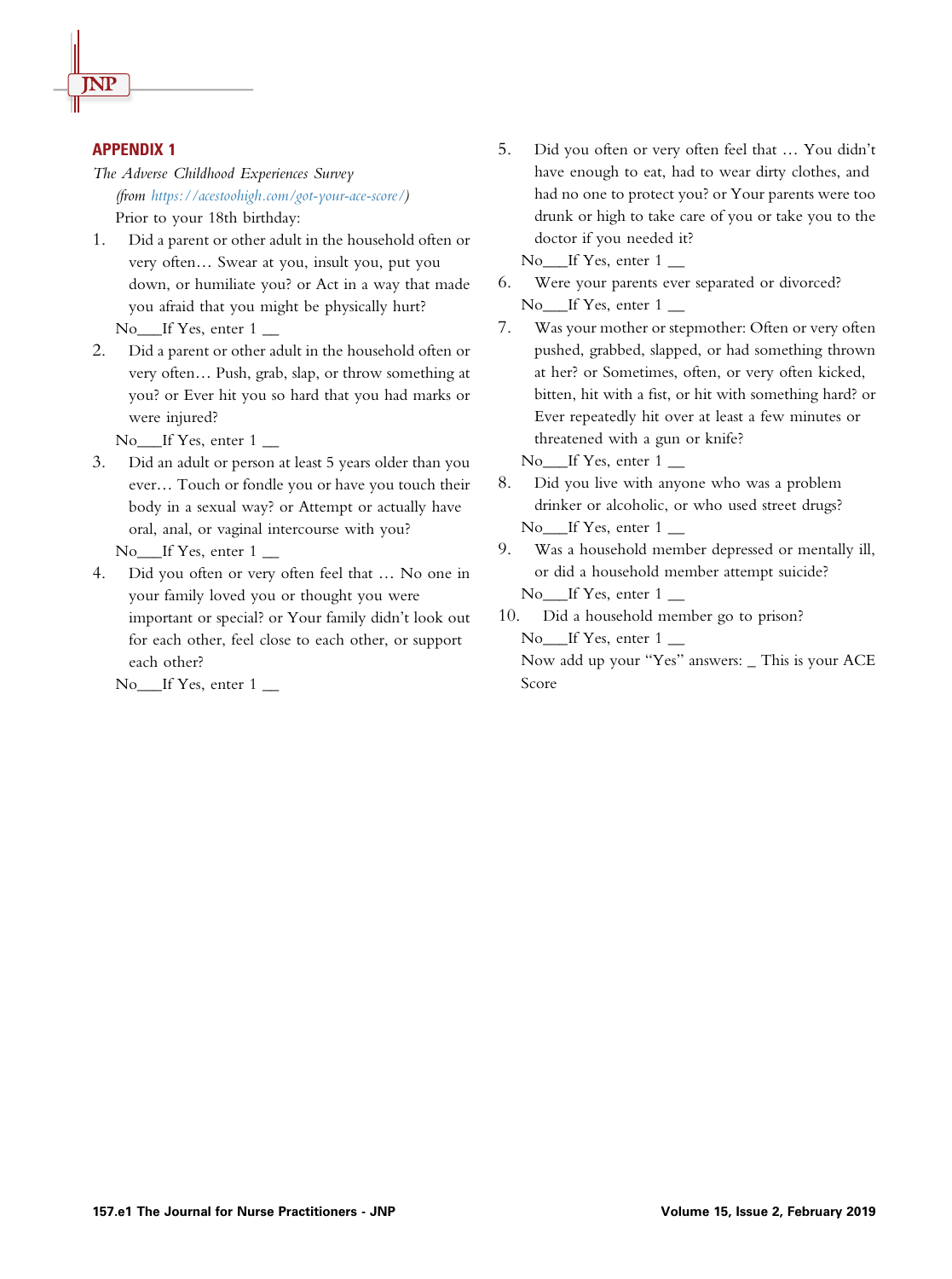## APPENDIX 1

*The Adverse Childhood Experiences Survey*

*(from https://acestoohigh.com/got-your-ace-score/)*

Prior to your 18th birthday:

1. Did a parent or other adult in the household often or very often… Swear at you, insult you, put you down, or humiliate you? or Act in a way that made you afraid that you might be physically hurt?

   No___If Yes, enter 1 __

2. Did a parent or other adult in the household often or very often… Push, grab, slap, or throw something at you? or Ever hit you so hard that you had marks or were injured?

   No___If Yes, enter 1 __

3. Did an adult or person at least 5 years older than you ever… Touch or fondle you or have you touch their body in a sexual way? or Attempt or actually have oral, anal, or vaginal intercourse with you?

   No___If Yes, enter 1 __

4. Did you often or very often feel that … No one in your family loved you or thought you were important or special? or Your family didn't look out for each other, feel close to each other, or support each other?

   No___If Yes, enter 1 __

5. Did you often or very often feel that … You didn't have enough to eat, had to wear dirty clothes, and had no one to protect you? or Your parents were too drunk or high to take care of you or take you to the doctor if you needed it?

   No___If Yes, enter 1 __

6. Were your parents ever separated or divorced?

   No___If Yes, enter 1 __

7. Was your mother or stepmother: Often or very often pushed, grabbed, slapped, or had something thrown at her? or Sometimes, often, or very often kicked, bitten, hit with a fist, or hit with something hard? or Ever repeatedly hit over at least a few minutes or threatened with a gun or knife?

   No___If Yes, enter 1 __

8. Did you live with anyone who was a problem drinker or alcoholic, or who used street drugs?

   No___If Yes, enter 1 __

9. Was a household member depressed or mentally ill, or did a household member attempt suicide?

   No___If Yes, enter 1 __

10. Did a household member go to prison?

    No___If Yes, enter 1 __

    Now add up your "Yes" answers: _ This is your ACE Score